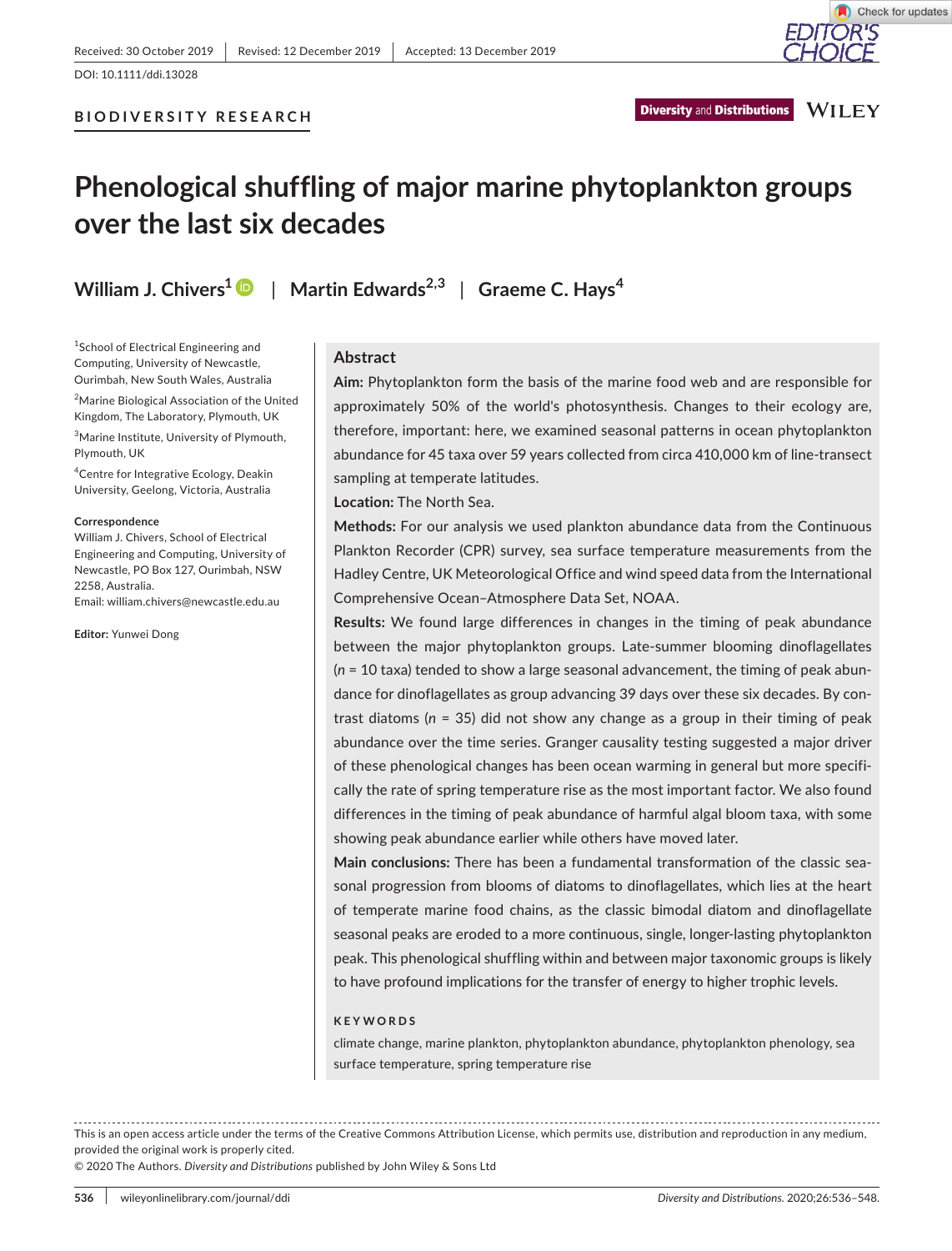Received: 30 October 2019 | Revised: 12 December 2019 | Accepted: 13 December 2019

DOI: 10.1111/ddi.13028

**BIODIVERSITY RESEARCH**

# Phenological shuffling of major marine phytoplankton groups over the last six decades

**William J. Chivers**[1] | **Martin Edwards**[2,3] | **Graeme C. Hays**[4]

[1]School of Electrical Engineering and Computing, University of Newcastle, Ourimbah, New South Wales, Australia

[2]Marine Biological Association of the United Kingdom, The Laboratory, Plymouth, UK

[3]Marine Institute, University of Plymouth, Plymouth, UK

[4]Centre for Integrative Ecology, Deakin University, Geelong, Victoria, Australia

**Correspondence**
William J. Chivers, School of Electrical Engineering and Computing, University of Newcastle, PO Box 127, Ourimbah, NSW 2258, Australia.
Email: william.chivers@newcastle.edu.au

**Editor:** Yunwei Dong

## Abstract

**Aim:** Phytoplankton form the basis of the marine food web and are responsible for approximately 50% of the world's photosynthesis. Changes to their ecology are, therefore, important: here, we examined seasonal patterns in ocean phytoplankton abundance for 45 taxa over 59 years collected from circa 410,000 km of line-transect sampling at temperate latitudes.

**Location:** The North Sea.

**Methods:** For our analysis we used plankton abundance data from the Continuous Plankton Recorder (CPR) survey, sea surface temperature measurements from the Hadley Centre, UK Meteorological Office and wind speed data from the International Comprehensive Ocean–Atmosphere Data Set, NOAA.

**Results:** We found large differences in changes in the timing of peak abundance between the major phytoplankton groups. Late-summer blooming dinoflagellates ($n = 10$ taxa) tended to show a large seasonal advancement, the timing of peak abundance for dinoflagellates as group advancing 39 days over these six decades. By contrast diatoms ($n = 35$) did not show any change as a group in their timing of peak abundance over the time series. Granger causality testing suggested a major driver of these phenological changes has been ocean warming in general but more specifically the rate of spring temperature rise as the most important factor. We also found differences in the timing of peak abundance of harmful algal bloom taxa, with some showing peak abundance earlier while others have moved later.

**Main conclusions:** There has been a fundamental transformation of the classic seasonal progression from blooms of diatoms to dinoflagellates, which lies at the heart of temperate marine food chains, as the classic bimodal diatom and dinoflagellate seasonal peaks are eroded to a more continuous, single, longer-lasting phytoplankton peak. This phenological shuffling within and between major taxonomic groups is likely to have profound implications for the transfer of energy to higher trophic levels.

**KEYWORDS**

climate change, marine plankton, phytoplankton abundance, phytoplankton phenology, sea surface temperature, spring temperature rise

---

This is an open access article under the terms of the Creative Commons Attribution License, which permits use, distribution and reproduction in any medium, provided the original work is properly cited.

© 2020 The Authors. *Diversity and Distributions* published by John Wiley & Sons Ltd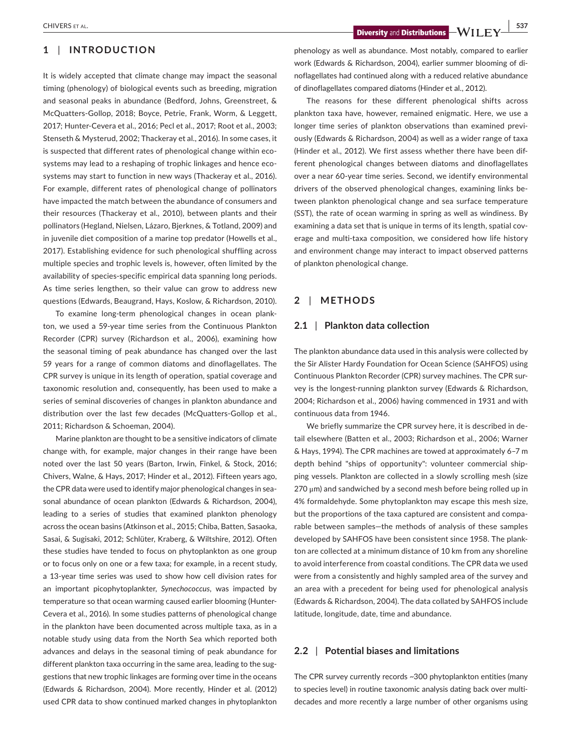## 1 | INTRODUCTION

It is widely accepted that climate change may impact the seasonal timing (phenology) of biological events such as breeding, migration and seasonal peaks in abundance (Bedford, Johns, Greenstreet, & McQuatters-Gollop, 2018; Boyce, Petrie, Frank, Worm, & Leggett, 2017; Hunter-Cevera et al., 2016; Pecl et al., 2017; Root et al., 2003; Stenseth & Mysterud, 2002; Thackeray et al., 2016). In some cases, it is suspected that different rates of phenological change within ecosystems may lead to a reshaping of trophic linkages and hence ecosystems may start to function in new ways (Thackeray et al., 2016). For example, different rates of phenological change of pollinators have impacted the match between the abundance of consumers and their resources (Thackeray et al., 2010), between plants and their pollinators (Hegland, Nielsen, Lázaro, Bjerknes, & Totland, 2009) and in juvenile diet composition of a marine top predator (Howells et al., 2017). Establishing evidence for such phenological shuffling across multiple species and trophic levels is, however, often limited by the availability of species-specific empirical data spanning long periods. As time series lengthen, so their value can grow to address new questions (Edwards, Beaugrand, Hays, Koslow, & Richardson, 2010).

To examine long-term phenological changes in ocean plankton, we used a 59-year time series from the Continuous Plankton Recorder (CPR) survey (Richardson et al., 2006), examining how the seasonal timing of peak abundance has changed over the last 59 years for a range of common diatoms and dinoflagellates. The CPR survey is unique in its length of operation, spatial coverage and taxonomic resolution and, consequently, has been used to make a series of seminal discoveries of changes in plankton abundance and distribution over the last few decades (McQuatters-Gollop et al., 2011; Richardson & Schoeman, 2004).

Marine plankton are thought to be a sensitive indicators of climate change with, for example, major changes in their range have been noted over the last 50 years (Barton, Irwin, Finkel, & Stock, 2016; Chivers, Walne, & Hays, 2017; Hinder et al., 2012). Fifteen years ago, the CPR data were used to identify major phenological changes in seasonal abundance of ocean plankton (Edwards & Richardson, 2004), leading to a series of studies that examined plankton phenology across the ocean basins (Atkinson et al., 2015; Chiba, Batten, Sasaoka, Sasai, & Sugisaki, 2012; Schlüter, Kraberg, & Wiltshire, 2012). Often these studies have tended to focus on phytoplankton as one group or to focus only on one or a few taxa; for example, in a recent study, a 13-year time series was used to show how cell division rates for an important picophytoplankter, *Synechococcus*, was impacted by temperature so that ocean warming caused earlier blooming (Hunter-Cevera et al., 2016). In some studies patterns of phenological change in the plankton have been documented across multiple taxa, as in a notable study using data from the North Sea which reported both advances and delays in the seasonal timing of peak abundance for different plankton taxa occurring in the same area, leading to the suggestions that new trophic linkages are forming over time in the oceans (Edwards & Richardson, 2004). More recently, Hinder et al. (2012) used CPR data to show continued marked changes in phytoplankton phenology as well as abundance. Most notably, compared to earlier work (Edwards & Richardson, 2004), earlier summer blooming of dinoflagellates had continued along with a reduced relative abundance of dinoflagellates compared diatoms (Hinder et al., 2012).

The reasons for these different phenological shifts across plankton taxa have, however, remained enigmatic. Here, we use a longer time series of plankton observations than examined previously (Edwards & Richardson, 2004) as well as a wider range of taxa (Hinder et al., 2012). We first assess whether there have been different phenological changes between diatoms and dinoflagellates over a near 60-year time series. Second, we identify environmental drivers of the observed phenological changes, examining links between plankton phenological change and sea surface temperature (SST), the rate of ocean warming in spring as well as windiness. By examining a data set that is unique in terms of its length, spatial coverage and multi-taxa composition, we considered how life history and environment change may interact to impact observed patterns of plankton phenological change.

## 2 | METHODS

### 2.1 | Plankton data collection

The plankton abundance data used in this analysis were collected by the Sir Alister Hardy Foundation for Ocean Science (SAHFOS) using Continuous Plankton Recorder (CPR) survey machines. The CPR survey is the longest-running plankton survey (Edwards & Richardson, 2004; Richardson et al., 2006) having commenced in 1931 and with continuous data from 1946.

We briefly summarize the CPR survey here, it is described in detail elsewhere (Batten et al., 2003; Richardson et al., 2006; Warner & Hays, 1994). The CPR machines are towed at approximately 6–7 m depth behind "ships of opportunity": volunteer commercial shipping vessels. Plankton are collected in a slowly scrolling mesh (size 270 μm) and sandwiched by a second mesh before being rolled up in 4% formaldehyde. Some phytoplankton may escape this mesh size, but the proportions of the taxa captured are consistent and comparable between samples—the methods of analysis of these samples developed by SAHFOS have been consistent since 1958. The plankton are collected at a minimum distance of 10 km from any shoreline to avoid interference from coastal conditions. The CPR data we used were from a consistently and highly sampled area of the survey and an area with a precedent for being used for phenological analysis (Edwards & Richardson, 2004). The data collated by SAHFOS include latitude, longitude, date, time and abundance.

### 2.2 | Potential biases and limitations

The CPR survey currently records ~300 phytoplankton entities (many to species level) in routine taxonomic analysis dating back over multidecades and more recently a large number of other organisms using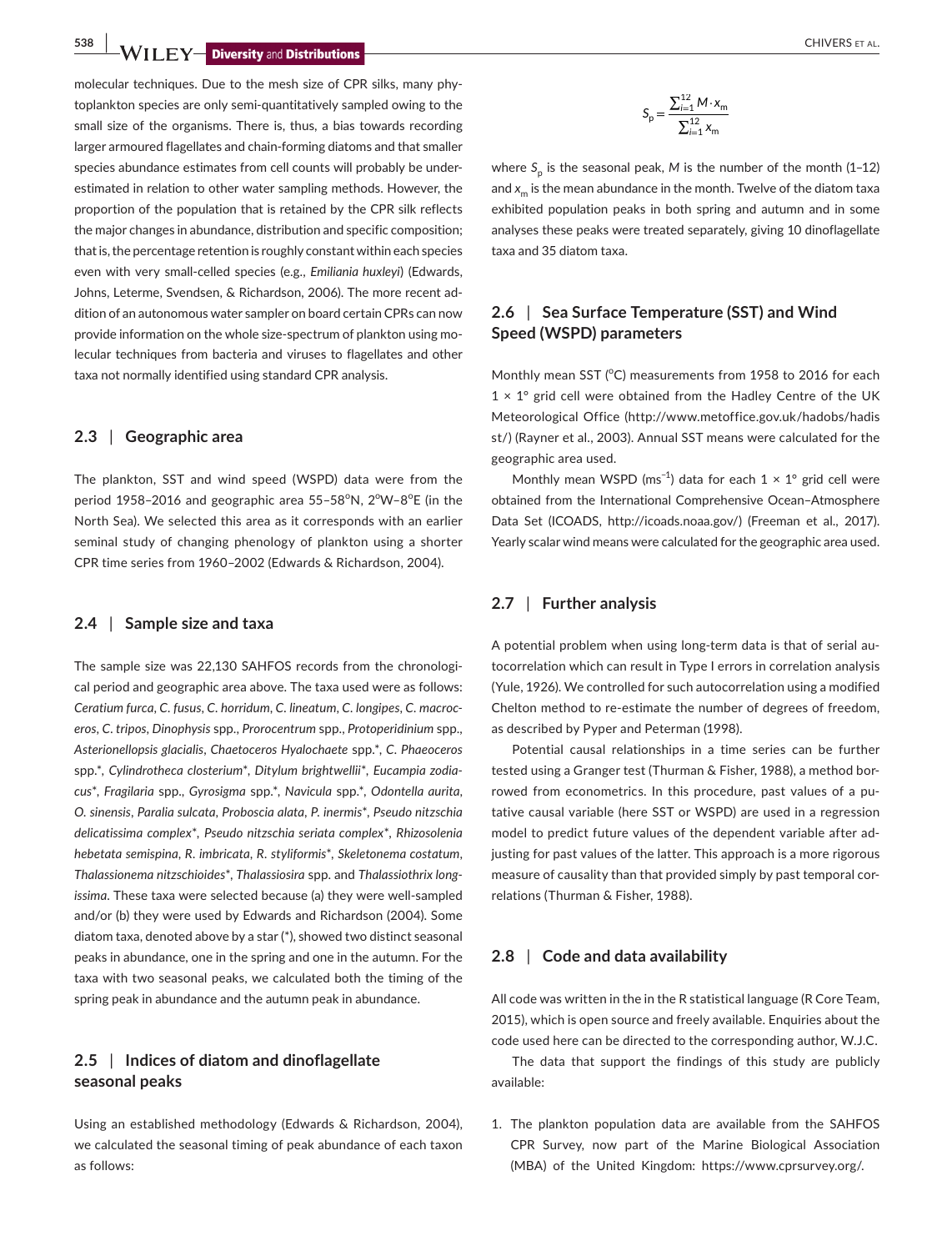molecular techniques. Due to the mesh size of CPR silks, many phytoplankton species are only semi-quantitatively sampled owing to the small size of the organisms. There is, thus, a bias towards recording larger armoured flagellates and chain-forming diatoms and that smaller species abundance estimates from cell counts will probably be underestimated in relation to other water sampling methods. However, the proportion of the population that is retained by the CPR silk reflects the major changes in abundance, distribution and specific composition; that is, the percentage retention is roughly constant within each species even with very small-celled species (e.g., *Emiliania huxleyi*) (Edwards, Johns, Leterme, Svendsen, & Richardson, 2006). The more recent addition of an autonomous water sampler on board certain CPRs can now provide information on the whole size-spectrum of plankton using molecular techniques from bacteria and viruses to flagellates and other taxa not normally identified using standard CPR analysis.

### 2.3 | Geographic area

The plankton, SST and wind speed (WSPD) data were from the period 1958–2016 and geographic area 55–58°N, 2°W–8°E (in the North Sea). We selected this area as it corresponds with an earlier seminal study of changing phenology of plankton using a shorter CPR time series from 1960–2002 (Edwards & Richardson, 2004).

### 2.4 | Sample size and taxa

The sample size was 22,130 SAHFOS records from the chronological period and geographic area above. The taxa used were as follows: *Ceratium furca*, *C. fusus*, *C. horridum*, *C. lineatum*, *C. longipes*, *C. macroceros*, *C. tripos*, *Dinophysis* spp., *Prorocentrum* spp., *Protoperidinium* spp., *Asterionellopsis glacialis*, *Chaetoceros Hyalochaete* spp.*, *C. Phaeoceros* spp.*, *Cylindrotheca closterium*\*, *Ditylum brightwellii*\*, *Eucampia zodiacus*\*, *Fragilaria* spp., *Gyrosigma* spp.*, *Navicula* spp.*, *Odontella aurita*, *O. sinensis*, *Paralia sulcata*, *Proboscia alata*, *P. inermis*\*, *Pseudo nitzschia delicatissima complex*\*, *Pseudo nitzschia seriata complex*\*, *Rhizosolenia hebetata semispina*, *R. imbricata*, *R. styliformis*\*, *Skeletonema costatum*, *Thalassionema nitzschioides*\*, *Thalassiosira* spp. and *Thalassiothrix longissima*. These taxa were selected because (a) they were well-sampled and/or (b) they were used by Edwards and Richardson (2004). Some diatom taxa, denoted above by a star (*), showed two distinct seasonal peaks in abundance, one in the spring and one in the autumn. For the taxa with two seasonal peaks, we calculated both the timing of the spring peak in abundance and the autumn peak in abundance.

### 2.5 | Indices of diatom and dinoflagellate seasonal peaks

Using an established methodology (Edwards & Richardson, 2004), we calculated the seasonal timing of peak abundance of each taxon as follows:

$$S_p = \frac{\sum_{i=1}^{12} M \cdot x_m}{\sum_{i=1}^{12} x_m}$$

where $S_p$ is the seasonal peak, $M$ is the number of the month (1–12) and $x_m$ is the mean abundance in the month. Twelve of the diatom taxa exhibited population peaks in both spring and autumn and in some analyses these peaks were treated separately, giving 10 dinoflagellate taxa and 35 diatom taxa.

### 2.6 | Sea Surface Temperature (SST) and Wind Speed (WSPD) parameters

Monthly mean SST (°C) measurements from 1958 to 2016 for each 1 × 1° grid cell were obtained from the Hadley Centre of the UK Meteorological Office (http://www.metoffice.gov.uk/hadobs/hadisst/) (Rayner et al., 2003). Annual SST means were calculated for the geographic area used.

Monthly mean WSPD ($ms^{-1}$) data for each 1 × 1° grid cell were obtained from the International Comprehensive Ocean–Atmosphere Data Set (ICOADS, http://icoads.noaa.gov/) (Freeman et al., 2017). Yearly scalar wind means were calculated for the geographic area used.

### 2.7 | Further analysis

A potential problem when using long-term data is that of serial autocorrelation which can result in Type I errors in correlation analysis (Yule, 1926). We controlled for such autocorrelation using a modified Chelton method to re-estimate the number of degrees of freedom, as described by Pyper and Peterman (1998).

Potential causal relationships in a time series can be further tested using a Granger test (Thurman & Fisher, 1988), a method borrowed from econometrics. In this procedure, past values of a putative causal variable (here SST or WSPD) are used in a regression model to predict future values of the dependent variable after adjusting for past values of the latter. This approach is a more rigorous measure of causality than that provided simply by past temporal correlations (Thurman & Fisher, 1988).

### 2.8 | Code and data availability

All code was written in the in the R statistical language (R Core Team, 2015), which is open source and freely available. Enquiries about the code used here can be directed to the corresponding author, W.J.C.

The data that support the findings of this study are publicly available:

1. The plankton population data are available from the SAHFOS CPR Survey, now part of the Marine Biological Association (MBA) of the United Kingdom: https://www.cprsurvey.org/.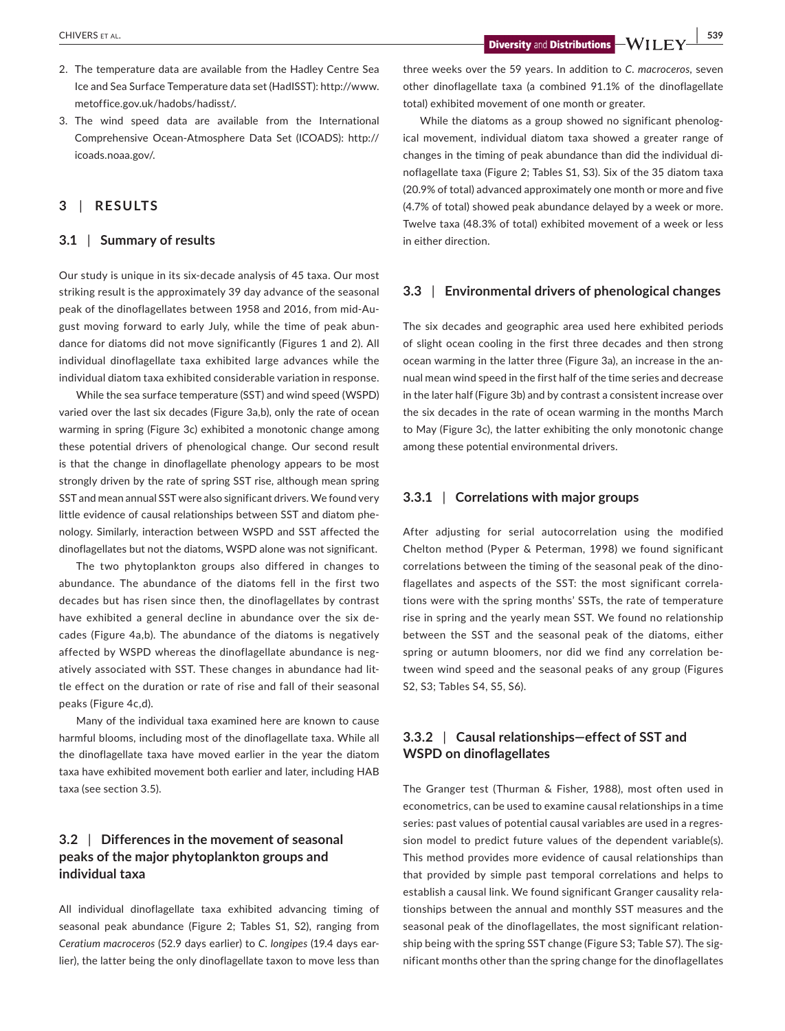2. The temperature data are available from the Hadley Centre Sea Ice and Sea Surface Temperature data set (HadISST): http://www.metoffice.gov.uk/hadobs/hadisst/.
3. The wind speed data are available from the International Comprehensive Ocean-Atmosphere Data Set (ICOADS): http://icoads.noaa.gov/.

## 3 | RESULTS

### 3.1 | Summary of results

Our study is unique in its six-decade analysis of 45 taxa. Our most striking result is the approximately 39 day advance of the seasonal peak of the dinoflagellates between 1958 and 2016, from mid-August moving forward to early July, while the time of peak abundance for diatoms did not move significantly (Figures 1 and 2). All individual dinoflagellate taxa exhibited large advances while the individual diatom taxa exhibited considerable variation in response.

While the sea surface temperature (SST) and wind speed (WSPD) varied over the last six decades (Figure 3a,b), only the rate of ocean warming in spring (Figure 3c) exhibited a monotonic change among these potential drivers of phenological change. Our second result is that the change in dinoflagellate phenology appears to be most strongly driven by the rate of spring SST rise, although mean spring SST and mean annual SST were also significant drivers. We found very little evidence of causal relationships between SST and diatom phenology. Similarly, interaction between WSPD and SST affected the dinoflagellates but not the diatoms, WSPD alone was not significant.

The two phytoplankton groups also differed in changes to abundance. The abundance of the diatoms fell in the first two decades but has risen since then, the dinoflagellates by contrast have exhibited a general decline in abundance over the six decades (Figure 4a,b). The abundance of the diatoms is negatively affected by WSPD whereas the dinoflagellate abundance is negatively associated with SST. These changes in abundance had little effect on the duration or rate of rise and fall of their seasonal peaks (Figure 4c,d).

Many of the individual taxa examined here are known to cause harmful blooms, including most of the dinoflagellate taxa. While all the dinoflagellate taxa have moved earlier in the year the diatom taxa have exhibited movement both earlier and later, including HAB taxa (see section 3.5).

### 3.2 | Differences in the movement of seasonal peaks of the major phytoplankton groups and individual taxa

All individual dinoflagellate taxa exhibited advancing timing of seasonal peak abundance (Figure 2; Tables S1, S2), ranging from *Ceratium macroceros* (52.9 days earlier) to *C. longipes* (19.4 days earlier), the latter being the only dinoflagellate taxon to move less than three weeks over the 59 years. In addition to *C. macroceros*, seven other dinoflagellate taxa (a combined 91.1% of the dinoflagellate total) exhibited movement of one month or greater.

While the diatoms as a group showed no significant phenological movement, individual diatom taxa showed a greater range of changes in the timing of peak abundance than did the individual dinoflagellate taxa (Figure 2; Tables S1, S3). Six of the 35 diatom taxa (20.9% of total) advanced approximately one month or more and five (4.7% of total) showed peak abundance delayed by a week or more. Twelve taxa (48.3% of total) exhibited movement of a week or less in either direction.

### 3.3 | Environmental drivers of phenological changes

The six decades and geographic area used here exhibited periods of slight ocean cooling in the first three decades and then strong ocean warming in the latter three (Figure 3a), an increase in the annual mean wind speed in the first half of the time series and decrease in the later half (Figure 3b) and by contrast a consistent increase over the six decades in the rate of ocean warming in the months March to May (Figure 3c), the latter exhibiting the only monotonic change among these potential environmental drivers.

#### 3.3.1 | Correlations with major groups

After adjusting for serial autocorrelation using the modified Chelton method (Pyper & Peterman, 1998) we found significant correlations between the timing of the seasonal peak of the dinoflagellates and aspects of the SST: the most significant correlations were with the spring months' SSTs, the rate of temperature rise in spring and the yearly mean SST. We found no relationship between the SST and the seasonal peak of the diatoms, either spring or autumn bloomers, nor did we find any correlation between wind speed and the seasonal peaks of any group (Figures S2, S3; Tables S4, S5, S6).

#### 3.3.2 | Causal relationships—effect of SST and WSPD on dinoflagellates

The Granger test (Thurman & Fisher, 1988), most often used in econometrics, can be used to examine causal relationships in a time series: past values of potential causal variables are used in a regression model to predict future values of the dependent variable(s). This method provides more evidence of causal relationships than that provided by simple past temporal correlations and helps to establish a causal link. We found significant Granger causality relationships between the annual and monthly SST measures and the seasonal peak of the dinoflagellates, the most significant relationship being with the spring SST change (Figure S3; Table S7). The significant months other than the spring change for the dinoflagellates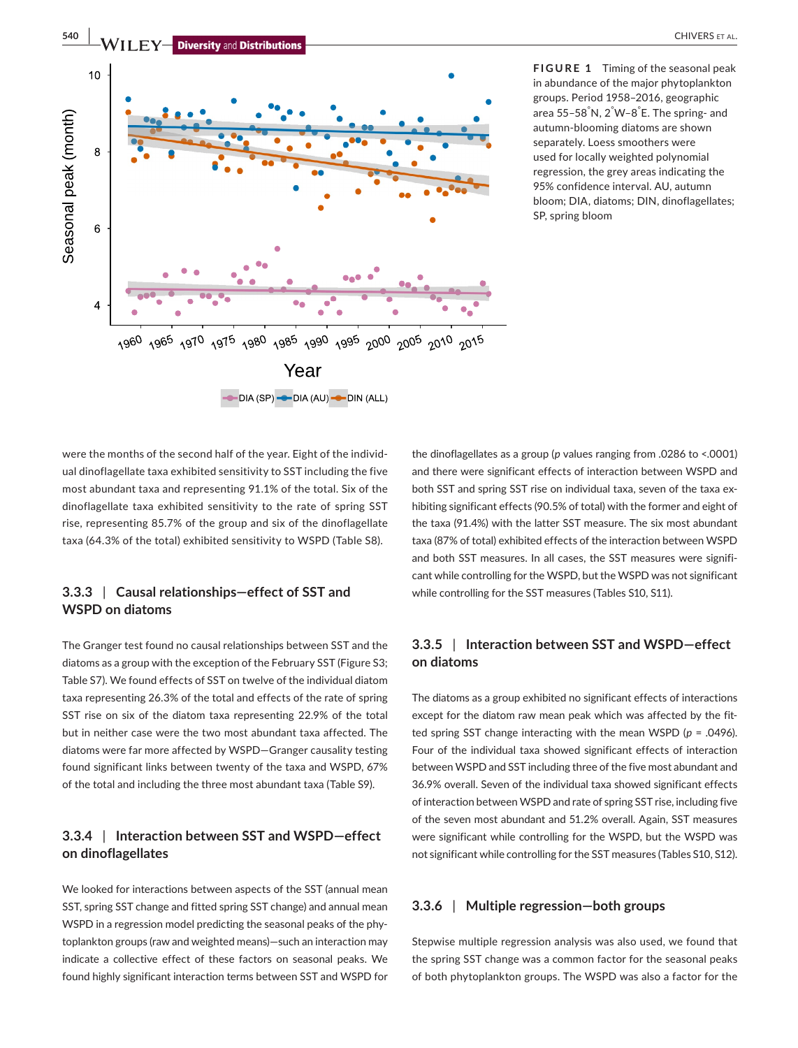FIGURE 1 Timing of the seasonal peak in abundance of the major phytoplankton groups. Period 1958–2016, geographic area 55–58°N, 2°W–8°E. The spring- and autumn-blooming diatoms are shown separately. Loess smoothers were used for locally weighted polynomial regression, the grey areas indicating the 95% confidence interval. AU, autumn bloom; DIA, diatoms; DIN, dinoflagellates; SP, spring bloom

were the months of the second half of the year. Eight of the individual dinoflagellate taxa exhibited sensitivity to SST including the five most abundant taxa and representing 91.1% of the total. Six of the dinoflagellate taxa exhibited sensitivity to the rate of spring SST rise, representing 85.7% of the group and six of the dinoflagellate taxa (64.3% of the total) exhibited sensitivity to WSPD (Table S8).

### 3.3.3 | Causal relationships—effect of SST and WSPD on diatoms

The Granger test found no causal relationships between SST and the diatoms as a group with the exception of the February SST (Figure S3; Table S7). We found effects of SST on twelve of the individual diatom taxa representing 26.3% of the total and effects of the rate of spring SST rise on six of the diatom taxa representing 22.9% of the total but in neither case were the two most abundant taxa affected. The diatoms were far more affected by WSPD—Granger causality testing found significant links between twenty of the taxa and WSPD, 67% of the total and including the three most abundant taxa (Table S9).

### 3.3.4 | Interaction between SST and WSPD—effect on dinoflagellates

We looked for interactions between aspects of the SST (annual mean SST, spring SST change and fitted spring SST change) and annual mean WSPD in a regression model predicting the seasonal peaks of the phytoplankton groups (raw and weighted means)—such an interaction may indicate a collective effect of these factors on seasonal peaks. We found highly significant interaction terms between SST and WSPD for the dinoflagellates as a group ($p$ values ranging from .0286 to <.0001) and there were significant effects of interaction between WSPD and both SST and spring SST rise on individual taxa, seven of the taxa exhibiting significant effects (90.5% of total) with the former and eight of the taxa (91.4%) with the latter SST measure. The six most abundant taxa (87% of total) exhibited effects of the interaction between WSPD and both SST measures. In all cases, the SST measures were significant while controlling for the WSPD, but the WSPD was not significant while controlling for the SST measures (Tables S10, S11).

### 3.3.5 | Interaction between SST and WSPD—effect on diatoms

The diatoms as a group exhibited no significant effects of interactions except for the diatom raw mean peak which was affected by the fitted spring SST change interacting with the mean WSPD ($p$ = .0496). Four of the individual taxa showed significant effects of interaction between WSPD and SST including three of the five most abundant and 36.9% overall. Seven of the individual taxa showed significant effects of interaction between WSPD and rate of spring SST rise, including five of the seven most abundant and 51.2% overall. Again, SST measures were significant while controlling for the WSPD, but the WSPD was not significant while controlling for the SST measures (Tables S10, S12).

### 3.3.6 | Multiple regression—both groups

Stepwise multiple regression analysis was also used, we found that the spring SST change was a common factor for the seasonal peaks of both phytoplankton groups. The WSPD was also a factor for the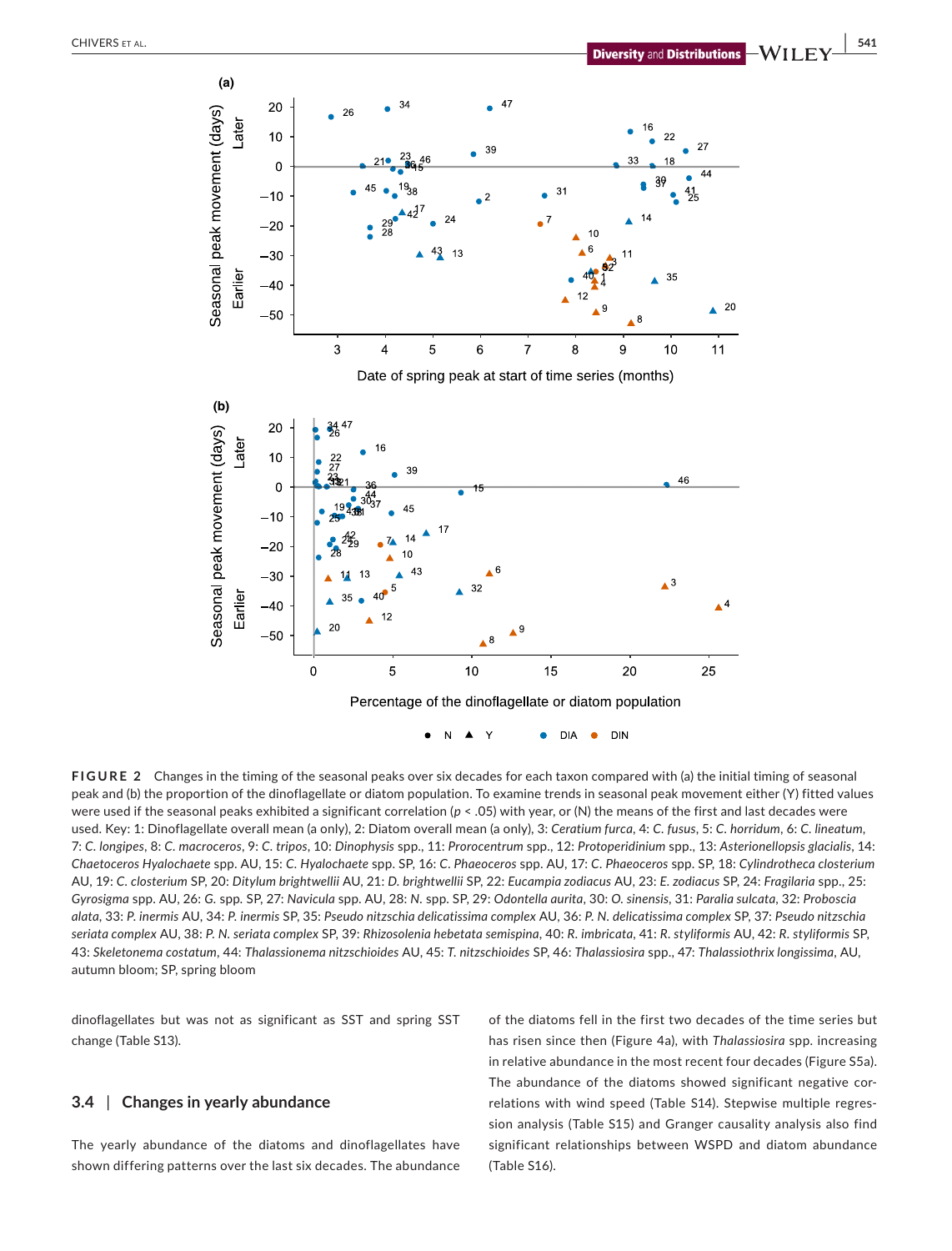**FIGURE 2** Changes in the timing of the seasonal peaks over six decades for each taxon compared with (a) the initial timing of seasonal peak and (b) the proportion of the dinoflagellate or diatom population. To examine trends in seasonal peak movement either (Y) fitted values were used if the seasonal peaks exhibited a significant correlation ($p < .05$) with year, or (N) the means of the first and last decades were used. Key: 1: Dinoflagellate overall mean (a only), 2: Diatom overall mean (a only), 3: *Ceratium furca*, 4: *C. fusus*, 5: *C. horridum*, 6: *C. lineatum*, 7: *C. longipes*, 8: *C. macroceros*, 9: *C. tripos*, 10: *Dinophysis* spp., 11: *Prorocentrum* spp., 12: *Protoperidinium* spp., 13: *Asterionellopsis glacialis*, 14: *Chaetoceros Hyalochaete* spp. AU, 15: *C. Hyalochaete* spp. SP, 16: *C. Phaeoceros* spp. AU, 17: *C. Phaeoceros* spp. SP, 18: *Cylindrotheca closterium* AU, 19: *C. closterium* SP, 20: *Ditylum brightwellii* AU, 21: *D. brightwellii* SP, 22: *Eucampia zodiacus* AU, 23: *E. zodiacus* SP, 24: *Fragilaria* spp., 25: *Gyrosigma* spp. AU, 26: *G.* spp. SP, 27: *Navicula* spp. AU, 28: *N.* spp. SP, 29: *Odontella aurita*, 30: *O. sinensis*, 31: *Paralia sulcata*, 32: *Proboscia alata*, 33: *P. inermis* AU, 34: *P. inermis* SP, 35: *Pseudo nitzschia delicatissima complex* AU, 36: *P. N. delicatissima complex* SP, 37: *Pseudo nitzschia seriata complex* AU, 38: *P. N. seriata complex* SP, 39: *Rhizosolenia hebetata semispina*, 40: *R. imbricata*, 41: *R. styliformis* AU, 42: *R. styliformis* SP, 43: *Skeletonema costatum*, 44: *Thalassionema nitzschioides* AU, 45: *T. nitzschioides* SP, 46: *Thalassiosira* spp., 47: *Thalassiothrix longissima*, AU, autumn bloom; SP, spring bloom

dinoflagellates but was not as significant as SST and spring SST change (Table S13).

### 3.4 | Changes in yearly abundance

The yearly abundance of the diatoms and dinoflagellates have shown differing patterns over the last six decades. The abundance of the diatoms fell in the first two decades of the time series but has risen since then (Figure 4a), with *Thalassiosira* spp. increasing in relative abundance in the most recent four decades (Figure S5a). The abundance of the diatoms showed significant negative correlations with wind speed (Table S14). Stepwise multiple regression analysis (Table S15) and Granger causality analysis also find significant relationships between WSPD and diatom abundance (Table S16).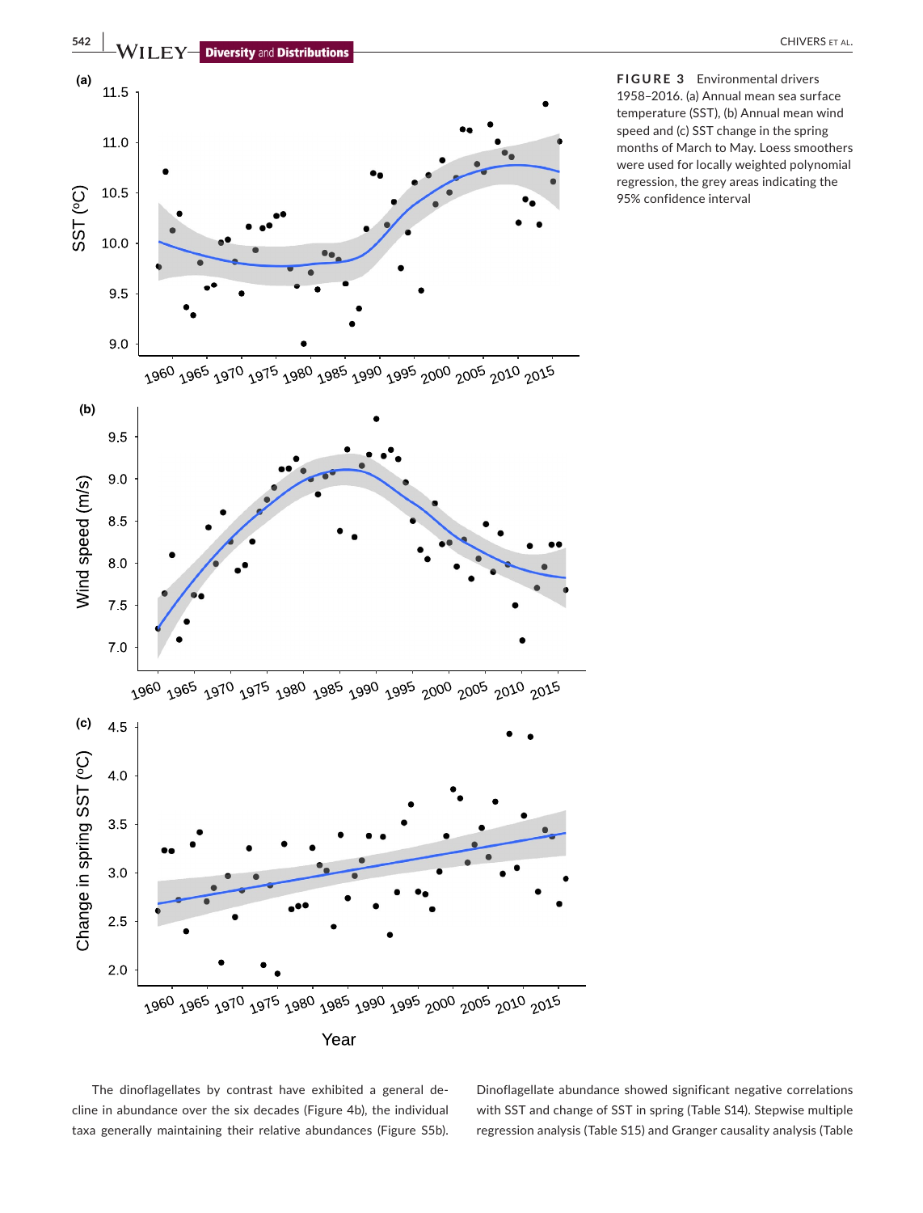**FIGURE 3** Environmental drivers 1958–2016. (a) Annual mean sea surface temperature (SST), (b) Annual mean wind speed and (c) SST change in the spring months of March to May. Loess smoothers were used for locally weighted polynomial regression, the grey areas indicating the 95% confidence interval

The dinoflagellates by contrast have exhibited a general decline in abundance over the six decades (Figure 4b), the individual taxa generally maintaining their relative abundances (Figure S5b). Dinoflagellate abundance showed significant negative correlations with SST and change of SST in spring (Table S14). Stepwise multiple regression analysis (Table S15) and Granger causality analysis (Table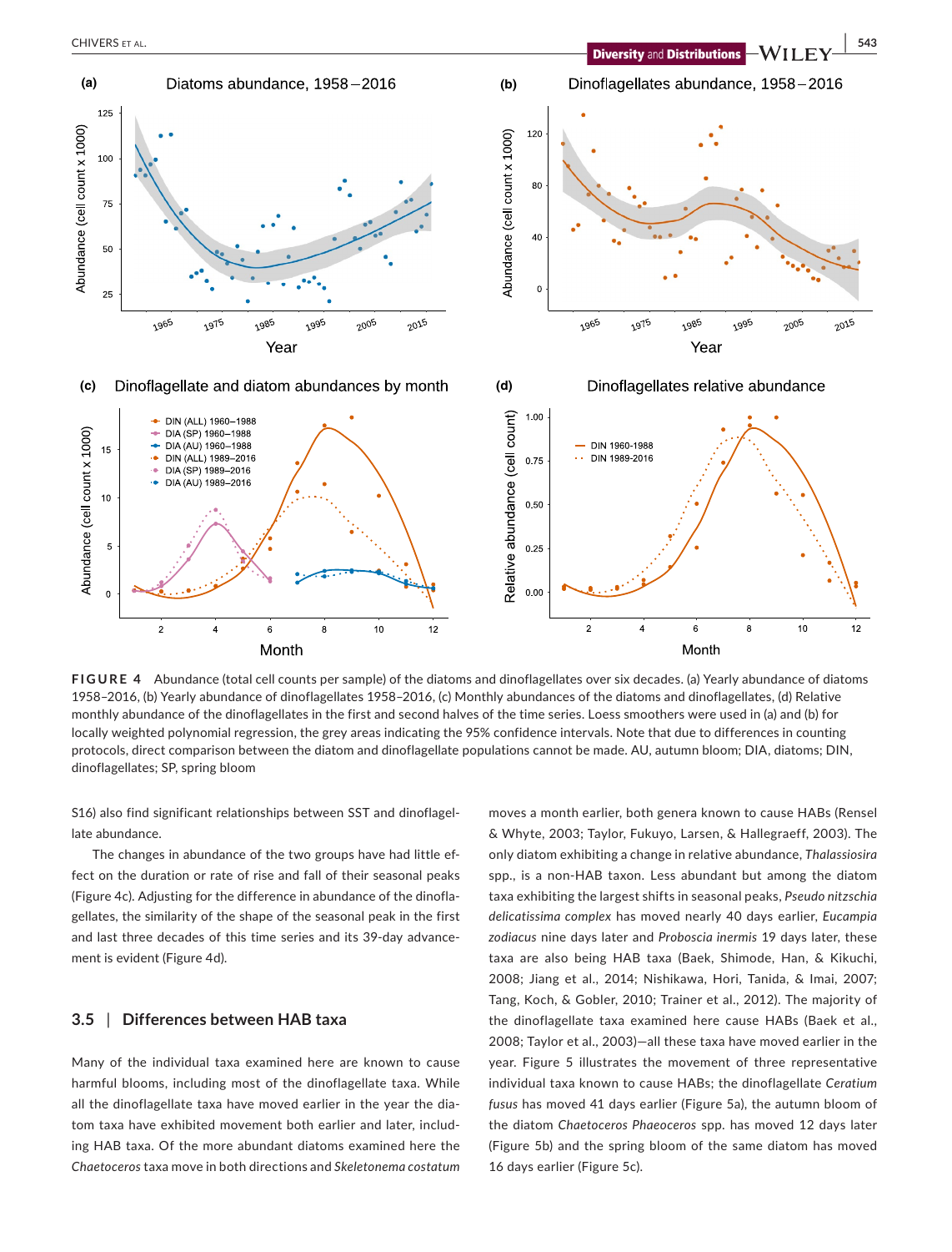**FIGURE 4** Abundance (total cell counts per sample) of the diatoms and dinoflagellates over six decades. (a) Yearly abundance of diatoms 1958–2016, (b) Yearly abundance of dinoflagellates 1958–2016, (c) Monthly abundances of the diatoms and dinoflagellates, (d) Relative monthly abundance of the dinoflagellates in the first and second halves of the time series. Loess smoothers were used in (a) and (b) for locally weighted polynomial regression, the grey areas indicating the 95% confidence intervals. Note that due to differences in counting protocols, direct comparison between the diatom and dinoflagellate populations cannot be made. AU, autumn bloom; DIA, diatoms; DIN, dinoflagellates; SP, spring bloom

S16) also find significant relationships between SST and dinoflagellate abundance.

The changes in abundance of the two groups have had little effect on the duration or rate of rise and fall of their seasonal peaks (Figure 4c). Adjusting for the difference in abundance of the dinoflagellates, the similarity of the shape of the seasonal peak in the first and last three decades of this time series and its 39-day advancement is evident (Figure 4d).

## 3.5 | Differences between HAB taxa

Many of the individual taxa examined here are known to cause harmful blooms, including most of the dinoflagellate taxa. While all the dinoflagellate taxa have moved earlier in the year the diatom taxa have exhibited movement both earlier and later, including HAB taxa. Of the more abundant diatoms examined here the *Chaetoceros* taxa move in both directions and *Skeletonema costatum* moves a month earlier, both genera known to cause HABs (Rensel & Whyte, 2003; Taylor, Fukuyo, Larsen, & Hallegraeff, 2003). The only diatom exhibiting a change in relative abundance, *Thalassiosira* spp., is a non-HAB taxon. Less abundant but among the diatom taxa exhibiting the largest shifts in seasonal peaks, *Pseudo nitzschia delicatissima complex* has moved nearly 40 days earlier, *Eucampia zodiacus* nine days later and *Proboscia inermis* 19 days later, these taxa are also being HAB taxa (Baek, Shimode, Han, & Kikuchi, 2008; Jiang et al., 2014; Nishikawa, Hori, Tanida, & Imai, 2007; Tang, Koch, & Gobler, 2010; Trainer et al., 2012). The majority of the dinoflagellate taxa examined here cause HABs (Baek et al., 2008; Taylor et al., 2003)—all these taxa have moved earlier in the year. Figure 5 illustrates the movement of three representative individual taxa known to cause HABs; the dinoflagellate *Ceratium fusus* has moved 41 days earlier (Figure 5a), the autumn bloom of the diatom *Chaetoceros Phaeoceros* spp. has moved 12 days later (Figure 5b) and the spring bloom of the same diatom has moved 16 days earlier (Figure 5c).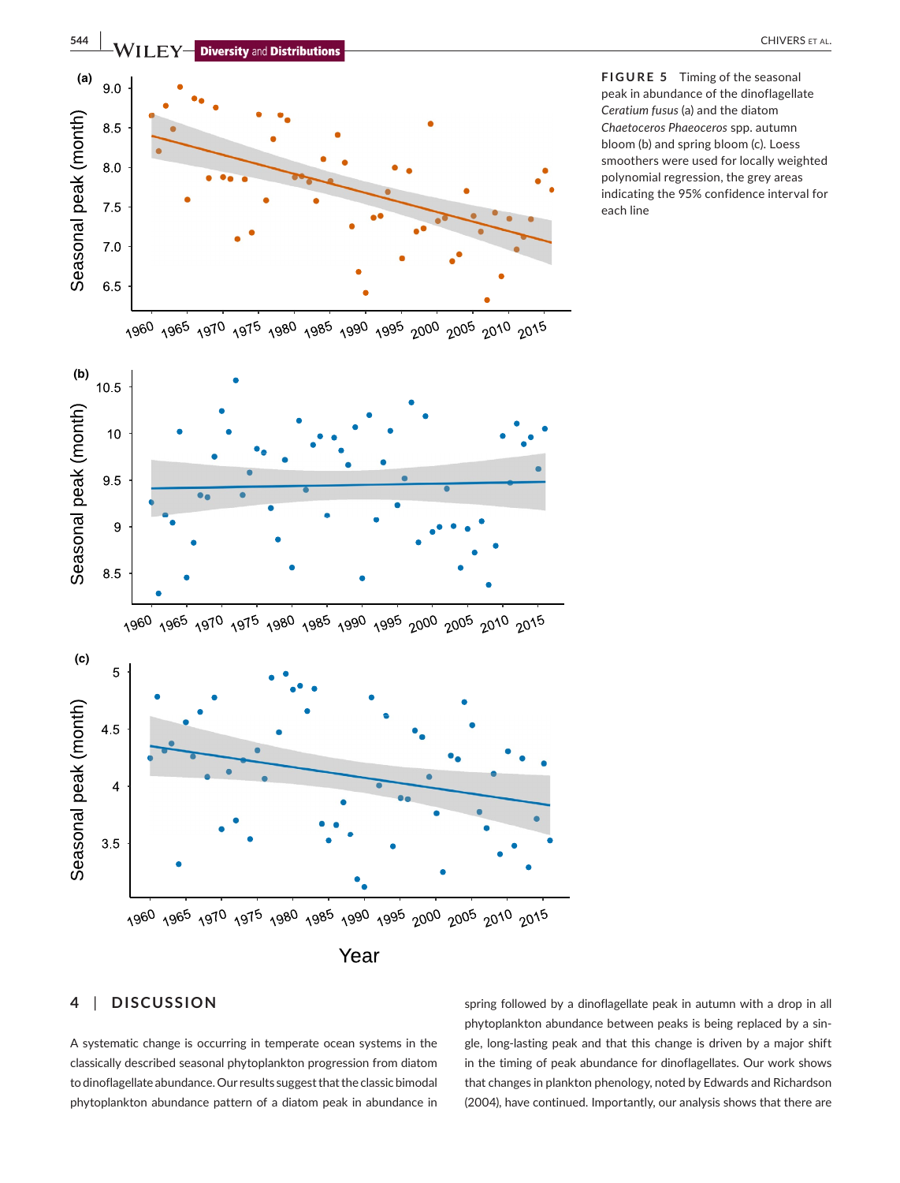**FIGURE 5** Timing of the seasonal peak in abundance of the dinoflagellate *Ceratium fusus* (a) and the diatom *Chaetoceros Phaeoceros* spp. autumn bloom (b) and spring bloom (c). Loess smoothers were used for locally weighted polynomial regression, the grey areas indicating the 95% confidence interval for each line

## 4 | DISCUSSION

A systematic change is occurring in temperate ocean systems in the classically described seasonal phytoplankton progression from diatom to dinoflagellate abundance. Our results suggest that the classic bimodal phytoplankton abundance pattern of a diatom peak in abundance in spring followed by a dinoflagellate peak in autumn with a drop in all phytoplankton abundance between peaks is being replaced by a single, long-lasting peak and that this change is driven by a major shift in the timing of peak abundance for dinoflagellates. Our work shows that changes in plankton phenology, noted by Edwards and Richardson (2004), have continued. Importantly, our analysis shows that there are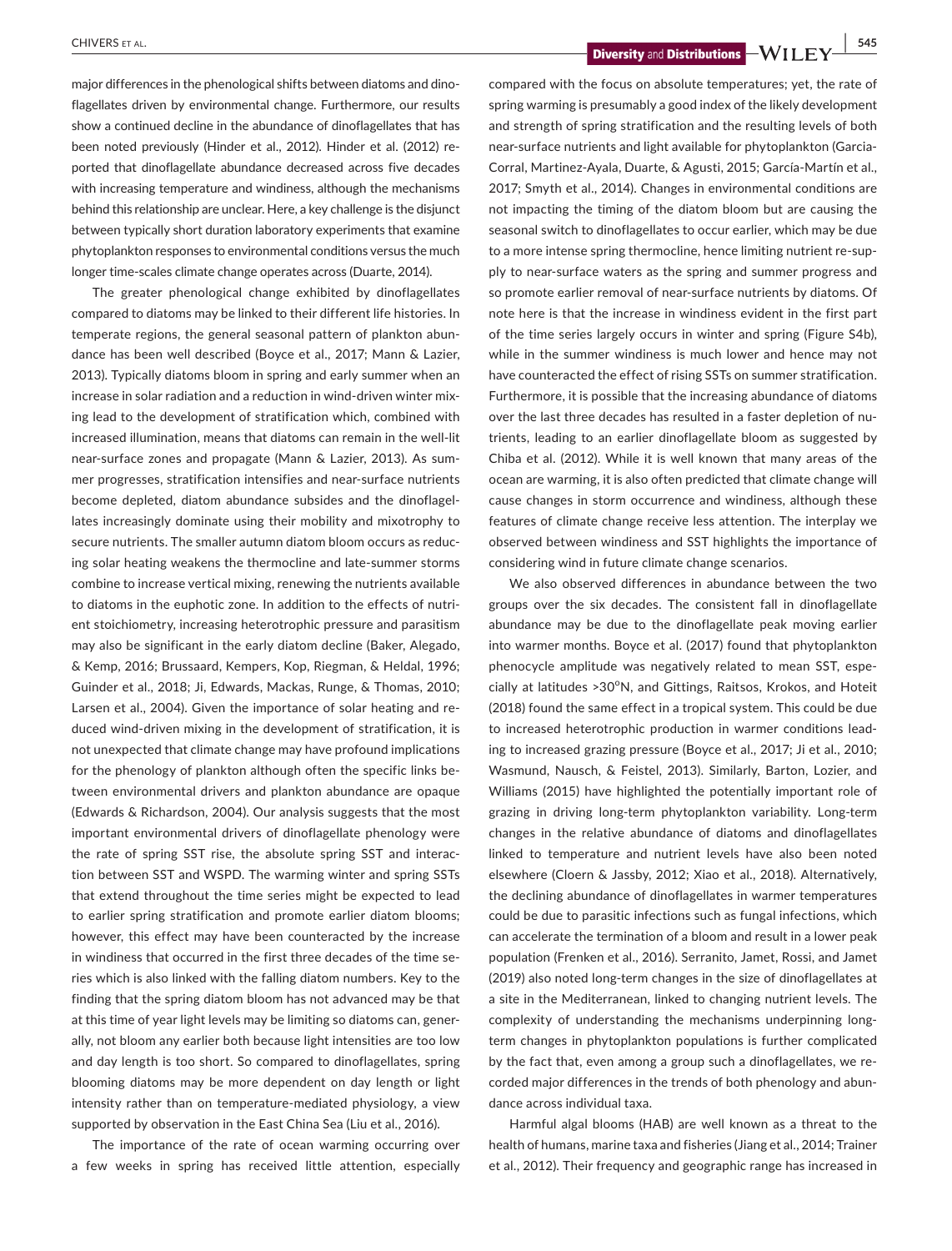major differences in the phenological shifts between diatoms and dinoflagellates driven by environmental change. Furthermore, our results show a continued decline in the abundance of dinoflagellates that has been noted previously (Hinder et al., 2012). Hinder et al. (2012) reported that dinoflagellate abundance decreased across five decades with increasing temperature and windiness, although the mechanisms behind this relationship are unclear. Here, a key challenge is the disjunct between typically short duration laboratory experiments that examine phytoplankton responses to environmental conditions versus the much longer time-scales climate change operates across (Duarte, 2014).

The greater phenological change exhibited by dinoflagellates compared to diatoms may be linked to their different life histories. In temperate regions, the general seasonal pattern of plankton abundance has been well described (Boyce et al., 2017; Mann & Lazier, 2013). Typically diatoms bloom in spring and early summer when an increase in solar radiation and a reduction in wind-driven winter mixing lead to the development of stratification which, combined with increased illumination, means that diatoms can remain in the well-lit near-surface zones and propagate (Mann & Lazier, 2013). As summer progresses, stratification intensifies and near-surface nutrients become depleted, diatom abundance subsides and the dinoflagellates increasingly dominate using their mobility and mixotrophy to secure nutrients. The smaller autumn diatom bloom occurs as reducing solar heating weakens the thermocline and late-summer storms combine to increase vertical mixing, renewing the nutrients available to diatoms in the euphotic zone. In addition to the effects of nutrient stoichiometry, increasing heterotrophic pressure and parasitism may also be significant in the early diatom decline (Baker, Alegado, & Kemp, 2016; Brussaard, Kempers, Kop, Riegman, & Heldal, 1996; Guinder et al., 2018; Ji, Edwards, Mackas, Runge, & Thomas, 2010; Larsen et al., 2004). Given the importance of solar heating and reduced wind-driven mixing in the development of stratification, it is not unexpected that climate change may have profound implications for the phenology of plankton although often the specific links between environmental drivers and plankton abundance are opaque (Edwards & Richardson, 2004). Our analysis suggests that the most important environmental drivers of dinoflagellate phenology were the rate of spring SST rise, the absolute spring SST and interaction between SST and WSPD. The warming winter and spring SSTs that extend throughout the time series might be expected to lead to earlier spring stratification and promote earlier diatom blooms; however, this effect may have been counteracted by the increase in windiness that occurred in the first three decades of the time series which is also linked with the falling diatom numbers. Key to the finding that the spring diatom bloom has not advanced may be that at this time of year light levels may be limiting so diatoms can, generally, not bloom any earlier both because light intensities are too low and day length is too short. So compared to dinoflagellates, spring blooming diatoms may be more dependent on day length or light intensity rather than on temperature-mediated physiology, a view supported by observation in the East China Sea (Liu et al., 2016).

The importance of the rate of ocean warming occurring over a few weeks in spring has received little attention, especially compared with the focus on absolute temperatures; yet, the rate of spring warming is presumably a good index of the likely development and strength of spring stratification and the resulting levels of both near-surface nutrients and light available for phytoplankton (Garcia-Corral, Martinez-Ayala, Duarte, & Agusti, 2015; García-Martín et al., 2017; Smyth et al., 2014). Changes in environmental conditions are not impacting the timing of the diatom bloom but are causing the seasonal switch to dinoflagellates to occur earlier, which may be due to a more intense spring thermocline, hence limiting nutrient re-supply to near-surface waters as the spring and summer progress and so promote earlier removal of near-surface nutrients by diatoms. Of note here is that the increase in windiness evident in the first part of the time series largely occurs in winter and spring (Figure S4b), while in the summer windiness is much lower and hence may not have counteracted the effect of rising SSTs on summer stratification. Furthermore, it is possible that the increasing abundance of diatoms over the last three decades has resulted in a faster depletion of nutrients, leading to an earlier dinoflagellate bloom as suggested by Chiba et al. (2012). While it is well known that many areas of the ocean are warming, it is also often predicted that climate change will cause changes in storm occurrence and windiness, although these features of climate change receive less attention. The interplay we observed between windiness and SST highlights the importance of considering wind in future climate change scenarios.

We also observed differences in abundance between the two groups over the six decades. The consistent fall in dinoflagellate abundance may be due to the dinoflagellate peak moving earlier into warmer months. Boyce et al. (2017) found that phytoplankton phenocycle amplitude was negatively related to mean SST, especially at latitudes >30°N, and Gittings, Raitsos, Krokos, and Hoteit (2018) found the same effect in a tropical system. This could be due to increased heterotrophic production in warmer conditions leading to increased grazing pressure (Boyce et al., 2017; Ji et al., 2010; Wasmund, Nausch, & Feistel, 2013). Similarly, Barton, Lozier, and Williams (2015) have highlighted the potentially important role of grazing in driving long-term phytoplankton variability. Long-term changes in the relative abundance of diatoms and dinoflagellates linked to temperature and nutrient levels have also been noted elsewhere (Cloern & Jassby, 2012; Xiao et al., 2018). Alternatively, the declining abundance of dinoflagellates in warmer temperatures could be due to parasitic infections such as fungal infections, which can accelerate the termination of a bloom and result in a lower peak population (Frenken et al., 2016). Serranito, Jamet, Rossi, and Jamet (2019) also noted long-term changes in the size of dinoflagellates at a site in the Mediterranean, linked to changing nutrient levels. The complexity of understanding the mechanisms underpinning long-term changes in phytoplankton populations is further complicated by the fact that, even among a group such a dinoflagellates, we recorded major differences in the trends of both phenology and abundance across individual taxa.

Harmful algal blooms (HAB) are well known as a threat to the health of humans, marine taxa and fisheries (Jiang et al., 2014; Trainer et al., 2012). Their frequency and geographic range has increased in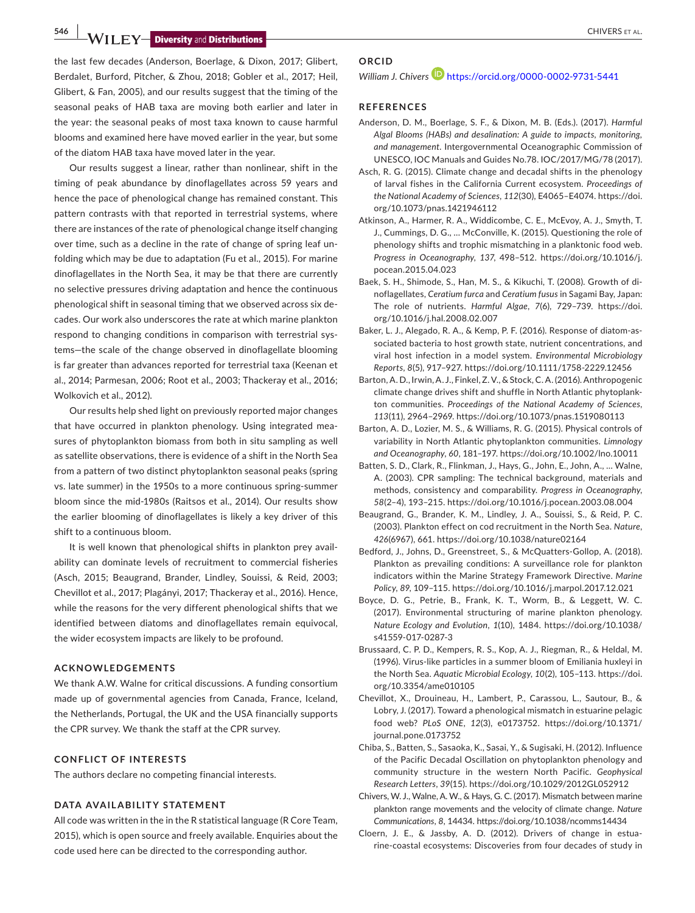the last few decades (Anderson, Boerlage, & Dixon, 2017; Glibert, Berdalet, Burford, Pitcher, & Zhou, 2018; Gobler et al., 2017; Heil, Glibert, & Fan, 2005), and our results suggest that the timing of the seasonal peaks of HAB taxa are moving both earlier and later in the year: the seasonal peaks of most taxa known to cause harmful blooms and examined here have moved earlier in the year, but some of the diatom HAB taxa have moved later in the year.

Our results suggest a linear, rather than nonlinear, shift in the timing of peak abundance by dinoflagellates across 59 years and hence the pace of phenological change has remained constant. This pattern contrasts with that reported in terrestrial systems, where there are instances of the rate of phenological change itself changing over time, such as a decline in the rate of change of spring leaf unfolding which may be due to adaptation (Fu et al., 2015). For marine dinoflagellates in the North Sea, it may be that there are currently no selective pressures driving adaptation and hence the continuous phenological shift in seasonal timing that we observed across six decades. Our work also underscores the rate at which marine plankton respond to changing conditions in comparison with terrestrial systems—the scale of the change observed in dinoflagellate blooming is far greater than advances reported for terrestrial taxa (Keenan et al., 2014; Parmesan, 2006; Root et al., 2003; Thackeray et al., 2016; Wolkovich et al., 2012).

Our results help shed light on previously reported major changes that have occurred in plankton phenology. Using integrated measures of phytoplankton biomass from both in situ sampling as well as satellite observations, there is evidence of a shift in the North Sea from a pattern of two distinct phytoplankton seasonal peaks (spring vs. late summer) in the 1950s to a more continuous spring-summer bloom since the mid-1980s (Raitsos et al., 2014). Our results show the earlier blooming of dinoflagellates is likely a key driver of this shift to a continuous bloom.

It is well known that phenological shifts in plankton prey availability can dominate levels of recruitment to commercial fisheries (Asch, 2015; Beaugrand, Brander, Lindley, Souissi, & Reid, 2003; Chevillot et al., 2017; Plagányi, 2017; Thackeray et al., 2016). Hence, while the reasons for the very different phenological shifts that we identified between diatoms and dinoflagellates remain equivocal, the wider ecosystem impacts are likely to be profound.

## ACKNOWLEDGEMENTS

We thank A.W. Walne for critical discussions. A funding consortium made up of governmental agencies from Canada, France, Iceland, the Netherlands, Portugal, the UK and the USA financially supports the CPR survey. We thank the staff at the CPR survey.

## CONFLICT OF INTERESTS

The authors declare no competing financial interests.

## DATA AVAILABILITY STATEMENT

All code was written in the in the R statistical language (R Core Team, 2015), which is open source and freely available. Enquiries about the code used here can be directed to the corresponding author.

## ORCID

*William J. Chivers* https://orcid.org/0000-0002-9731-5441

## REFERENCES

Anderson, D. M., Boerlage, S. F., & Dixon, M. B. (Eds.). (2017). *Harmful Algal Blooms (HABs) and desalination: A guide to impacts, monitoring, and management*. Intergovernmental Oceanographic Commission of UNESCO, IOC Manuals and Guides No.78. IOC/2017/MG/78 (2017).

Asch, R. G. (2015). Climate change and decadal shifts in the phenology of larval fishes in the California Current ecosystem. *Proceedings of the National Academy of Sciences*, *112*(30), E4065–E4074. https://doi.org/10.1073/pnas.1421946112

Atkinson, A., Harmer, R. A., Widdicombe, C. E., McEvoy, A. J., Smyth, T. J., Cummings, D. G., … McConville, K. (2015). Questioning the role of phenology shifts and trophic mismatching in a planktonic food web. *Progress in Oceanography*, *137*, 498–512. https://doi.org/10.1016/j.pocean.2015.04.023

Baek, S. H., Shimode, S., Han, M. S., & Kikuchi, T. (2008). Growth of dinoflagellates, *Ceratium furca* and *Ceratium fusus* in Sagami Bay, Japan: The role of nutrients. *Harmful Algae*, *7*(6), 729–739. https://doi.org/10.1016/j.hal.2008.02.007

Baker, L. J., Alegado, R. A., & Kemp, P. F. (2016). Response of diatom-associated bacteria to host growth state, nutrient concentrations, and viral host infection in a model system. *Environmental Microbiology Reports*, *8*(5), 917–927. https://doi.org/10.1111/1758-2229.12456

Barton, A. D., Irwin, A. J., Finkel, Z. V., & Stock, C. A. (2016). Anthropogenic climate change drives shift and shuffle in North Atlantic phytoplankton communities. *Proceedings of the National Academy of Sciences*, *113*(11), 2964–2969. https://doi.org/10.1073/pnas.1519080113

Barton, A. D., Lozier, M. S., & Williams, R. G. (2015). Physical controls of variability in North Atlantic phytoplankton communities. *Limnology and Oceanography*, *60*, 181–197. https://doi.org/10.1002/lno.10011

Batten, S. D., Clark, R., Flinkman, J., Hays, G., John, E., John, A., … Walne, A. (2003). CPR sampling: The technical background, materials and methods, consistency and comparability. *Progress in Oceanography*, *58*(2–4), 193–215. https://doi.org/10.1016/j.pocean.2003.08.004

Beaugrand, G., Brander, K. M., Lindley, J. A., Souissi, S., & Reid, P. C. (2003). Plankton effect on cod recruitment in the North Sea. *Nature*, *426*(6967), 661. https://doi.org/10.1038/nature02164

Bedford, J., Johns, D., Greenstreet, S., & McQuatters-Gollop, A. (2018). Plankton as prevailing conditions: A surveillance role for plankton indicators within the Marine Strategy Framework Directive. *Marine Policy*, *89*, 109–115. https://doi.org/10.1016/j.marpol.2017.12.021

Boyce, D. G., Petrie, B., Frank, K. T., Worm, B., & Leggett, W. C. (2017). Environmental structuring of marine plankton phenology. *Nature Ecology and Evolution*, *1*(10), 1484. https://doi.org/10.1038/s41559-017-0287-3

Brussaard, C. P. D., Kempers, R. S., Kop, A. J., Riegman, R., & Heldal, M. (1996). Virus-like particles in a summer bloom of Emiliania huxleyi in the North Sea. *Aquatic Microbial Ecology*, *10*(2), 105–113. https://doi.org/10.3354/ame010105

Chevillot, X., Drouineau, H., Lambert, P., Carassou, L., Sautour, B., & Lobry, J. (2017). Toward a phenological mismatch in estuarine pelagic food web? *PLoS ONE*, *12*(3), e0173752. https://doi.org/10.1371/journal.pone.0173752

Chiba, S., Batten, S., Sasaoka, K., Sasai, Y., & Sugisaki, H. (2012). Influence of the Pacific Decadal Oscillation on phytoplankton phenology and community structure in the western North Pacific. *Geophysical Research Letters*, *39*(15). https://doi.org/10.1029/2012GL052912

Chivers, W. J., Walne, A. W., & Hays, G. C. (2017). Mismatch between marine plankton range movements and the velocity of climate change. *Nature Communications*, *8*, 14434. https://doi.org/10.1038/ncomms14434

Cloern, J. E., & Jassby, A. D. (2012). Drivers of change in estuarine-coastal ecosystems: Discoveries from four decades of study in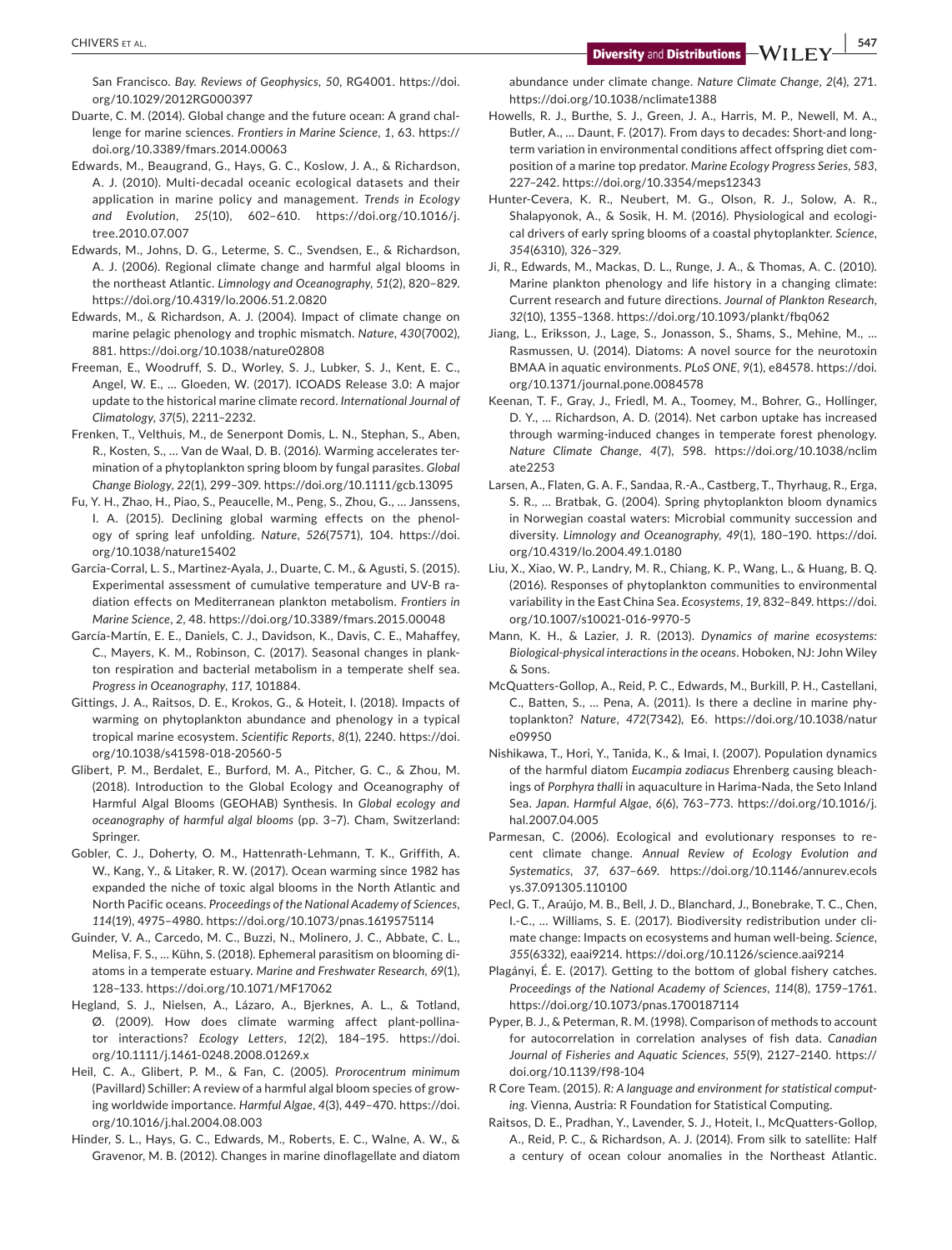San Francisco. *Bay. Reviews of Geophysics*, *50*, RG4001. https://doi.org/10.1029/2012RG000397

Duarte, C. M. (2014). Global change and the future ocean: A grand challenge for marine sciences. *Frontiers in Marine Science*, *1*, 63. https://doi.org/10.3389/fmars.2014.00063

Edwards, M., Beaugrand, G., Hays, G. C., Koslow, J. A., & Richardson, A. J. (2010). Multi-decadal oceanic ecological datasets and their application in marine policy and management. *Trends in Ecology and Evolution*, *25*(10), 602–610. https://doi.org/10.1016/j.tree.2010.07.007

Edwards, M., Johns, D. G., Leterme, S. C., Svendsen, E., & Richardson, A. J. (2006). Regional climate change and harmful algal blooms in the northeast Atlantic. *Limnology and Oceanography*, *51*(2), 820–829. https://doi.org/10.4319/lo.2006.51.2.0820

Edwards, M., & Richardson, A. J. (2004). Impact of climate change on marine pelagic phenology and trophic mismatch. *Nature*, *430*(7002), 881. https://doi.org/10.1038/nature02808

Freeman, E., Woodruff, S. D., Worley, S. J., Lubker, S. J., Kent, E. C., Angel, W. E., … Gloeden, W. (2017). ICOADS Release 3.0: A major update to the historical marine climate record. *International Journal of Climatology*, *37*(5), 2211–2232.

Frenken, T., Velthuis, M., de Senerpont Domis, L. N., Stephan, S., Aben, R., Kosten, S., … Van de Waal, D. B. (2016). Warming accelerates termination of a phytoplankton spring bloom by fungal parasites. *Global Change Biology*, *22*(1), 299–309. https://doi.org/10.1111/gcb.13095

Fu, Y. H., Zhao, H., Piao, S., Peaucelle, M., Peng, S., Zhou, G., … Janssens, I. A. (2015). Declining global warming effects on the phenology of spring leaf unfolding. *Nature*, *526*(7571), 104. https://doi.org/10.1038/nature15402

Garcia-Corral, L. S., Martinez-Ayala, J., Duarte, C. M., & Agusti, S. (2015). Experimental assessment of cumulative temperature and UV-B radiation effects on Mediterranean plankton metabolism. *Frontiers in Marine Science*, *2*, 48. https://doi.org/10.3389/fmars.2015.00048

García-Martín, E. E., Daniels, C. J., Davidson, K., Davis, C. E., Mahaffey, C., Mayers, K. M., Robinson, C. (2017). Seasonal changes in plankton respiration and bacterial metabolism in a temperate shelf sea. *Progress in Oceanography*, *117*, 101884.

Gittings, J. A., Raitsos, D. E., Krokos, G., & Hoteit, I. (2018). Impacts of warming on phytoplankton abundance and phenology in a typical tropical marine ecosystem. *Scientific Reports*, *8*(1), 2240. https://doi.org/10.1038/s41598-018-20560-5

Glibert, P. M., Berdalet, E., Burford, M. A., Pitcher, G. C., & Zhou, M. (2018). Introduction to the Global Ecology and Oceanography of Harmful Algal Blooms (GEOHAB) Synthesis. In *Global ecology and oceanography of harmful algal blooms* (pp. 3–7). Cham, Switzerland: Springer.

Gobler, C. J., Doherty, O. M., Hattenrath-Lehmann, T. K., Griffith, A. W., Kang, Y., & Litaker, R. W. (2017). Ocean warming since 1982 has expanded the niche of toxic algal blooms in the North Atlantic and North Pacific oceans. *Proceedings of the National Academy of Sciences*, *114*(19), 4975–4980. https://doi.org/10.1073/pnas.1619575114

Guinder, V. A., Carcedo, M. C., Buzzi, N., Molinero, J. C., Abbate, C. L., Melisa, F. S., … Kühn, S. (2018). Ephemeral parasitism on blooming diatoms in a temperate estuary. *Marine and Freshwater Research*, *69*(1), 128–133. https://doi.org/10.1071/MF17062

Hegland, S. J., Nielsen, A., Lázaro, A., Bjerknes, A. L., & Totland, Ø. (2009). How does climate warming affect plant-pollinator interactions? *Ecology Letters*, *12*(2), 184–195. https://doi.org/10.1111/j.1461-0248.2008.01269.x

Heil, C. A., Glibert, P. M., & Fan, C. (2005). *Prorocentrum minimum* (Pavillard) Schiller: A review of a harmful algal bloom species of growing worldwide importance. *Harmful Algae*, *4*(3), 449–470. https://doi.org/10.1016/j.hal.2004.08.003

Hinder, S. L., Hays, G. C., Edwards, M., Roberts, E. C., Walne, A. W., & Gravenor, M. B. (2012). Changes in marine dinoflagellate and diatom abundance under climate change. *Nature Climate Change*, *2*(4), 271. https://doi.org/10.1038/nclimate1388

Howells, R. J., Burthe, S. J., Green, J. A., Harris, M. P., Newell, M. A., Butler, A., … Daunt, F. (2017). From days to decades: Short-and long-term variation in environmental conditions affect offspring diet composition of a marine top predator. *Marine Ecology Progress Series*, *583*, 227–242. https://doi.org/10.3354/meps12343

Hunter-Cevera, K. R., Neubert, M. G., Olson, R. J., Solow, A. R., Shalapyonok, A., & Sosik, H. M. (2016). Physiological and ecological drivers of early spring blooms of a coastal phytoplankter. *Science*, *354*(6310), 326–329.

Ji, R., Edwards, M., Mackas, D. L., Runge, J. A., & Thomas, A. C. (2010). Marine plankton phenology and life history in a changing climate: Current research and future directions. *Journal of Plankton Research*, *32*(10), 1355–1368. https://doi.org/10.1093/plankt/fbq062

Jiang, L., Eriksson, J., Lage, S., Jonasson, S., Shams, S., Mehine, M., … Rasmussen, U. (2014). Diatoms: A novel source for the neurotoxin BMAA in aquatic environments. *PLoS ONE*, *9*(1), e84578. https://doi.org/10.1371/journal.pone.0084578

Keenan, T. F., Gray, J., Friedl, M. A., Toomey, M., Bohrer, G., Hollinger, D. Y., … Richardson, A. D. (2014). Net carbon uptake has increased through warming-induced changes in temperate forest phenology. *Nature Climate Change*, *4*(7), 598. https://doi.org/10.1038/nclimate2253

Larsen, A., Flaten, G. A. F., Sandaa, R.-A., Castberg, T., Thyrhaug, R., Erga, S. R., … Bratbak, G. (2004). Spring phytoplankton bloom dynamics in Norwegian coastal waters: Microbial community succession and diversity. *Limnology and Oceanography*, *49*(1), 180–190. https://doi.org/10.4319/lo.2004.49.1.0180

Liu, X., Xiao, W. P., Landry, M. R., Chiang, K. P., Wang, L., & Huang, B. Q. (2016). Responses of phytoplankton communities to environmental variability in the East China Sea. *Ecosystems*, *19*, 832–849. https://doi.org/10.1007/s10021-016-9970-5

Mann, K. H., & Lazier, J. R. (2013). *Dynamics of marine ecosystems: Biological-physical interactions in the oceans*. Hoboken, NJ: John Wiley & Sons.

McQuatters-Gollop, A., Reid, P. C., Edwards, M., Burkill, P. H., Castellani, C., Batten, S., … Pena, A. (2011). Is there a decline in marine phytoplankton? *Nature*, *472*(7342), E6. https://doi.org/10.1038/nature09950

Nishikawa, T., Hori, Y., Tanida, K., & Imai, I. (2007). Population dynamics of the harmful diatom *Eucampia zodiacus* Ehrenberg causing bleachings of *Porphyra thalli* in aquaculture in Harima-Nada, the Seto Inland Sea. *Japan. Harmful Algae*, *6*(6), 763–773. https://doi.org/10.1016/j.hal.2007.04.005

Parmesan, C. (2006). Ecological and evolutionary responses to recent climate change. *Annual Review of Ecology Evolution and Systematics*, *37*, 637–669. https://doi.org/10.1146/annurev.ecolsys.37.091305.110100

Pecl, G. T., Araújo, M. B., Bell, J. D., Blanchard, J., Bonebrake, T. C., Chen, I.-C., … Williams, S. E. (2017). Biodiversity redistribution under climate change: Impacts on ecosystems and human well-being. *Science*, *355*(6332), eaai9214. https://doi.org/10.1126/science.aai9214

Plagányi, É. E. (2017). Getting to the bottom of global fishery catches. *Proceedings of the National Academy of Sciences*, *114*(8), 1759–1761. https://doi.org/10.1073/pnas.1700187114

Pyper, B. J., & Peterman, R. M. (1998). Comparison of methods to account for autocorrelation in correlation analyses of fish data. *Canadian Journal of Fisheries and Aquatic Sciences*, *55*(9), 2127–2140. https://doi.org/10.1139/f98-104

R Core Team. (2015). *R: A language and environment for statistical computing*. Vienna, Austria: R Foundation for Statistical Computing.

Raitsos, D. E., Pradhan, Y., Lavender, S. J., Hoteit, I., McQuatters-Gollop, A., Reid, P. C., & Richardson, A. J. (2014). From silk to satellite: Half a century of ocean colour anomalies in the Northeast Atlantic.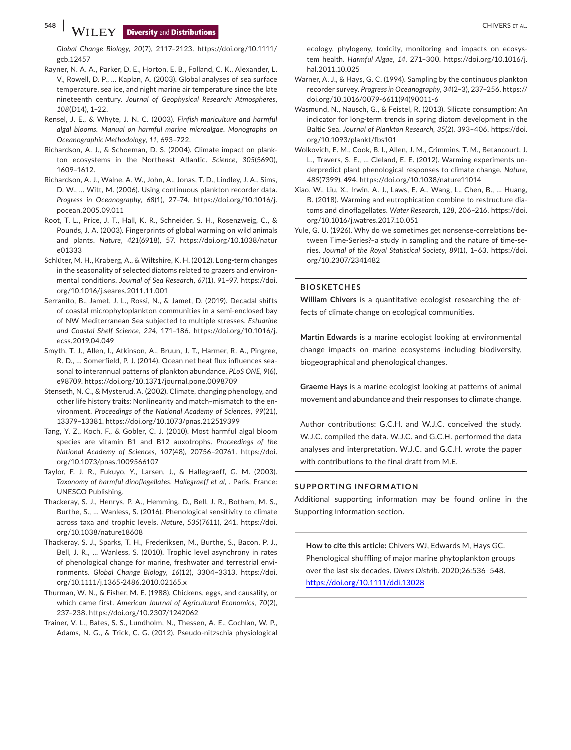*Global Change Biology*, *20*(7), 2117–2123. https://doi.org/10.1111/gcb.12457

Rayner, N. A. A., Parker, D. E., Horton, E. B., Folland, C. K., Alexander, L. V., Rowell, D. P., … Kaplan, A. (2003). Global analyses of sea surface temperature, sea ice, and night marine air temperature since the late nineteenth century. *Journal of Geophysical Research: Atmospheres*, *108*(D14), 1–22.

Rensel, J. E., & Whyte, J. N. C. (2003). *Finfish mariculture and harmful algal blooms. Manual on harmful marine microalgae. Monographs on Oceanographic Methodology*, *11*, 693–722.

Richardson, A. J., & Schoeman, D. S. (2004). Climate impact on plankton ecosystems in the Northeast Atlantic. *Science*, *305*(5690), 1609–1612.

Richardson, A. J., Walne, A. W., John, A., Jonas, T. D., Lindley, J. A., Sims, D. W., … Witt, M. (2006). Using continuous plankton recorder data. *Progress in Oceanography*, *68*(1), 27–74. https://doi.org/10.1016/j.pocean.2005.09.011

Root, T. L., Price, J. T., Hall, K. R., Schneider, S. H., Rosenzweig, C., & Pounds, J. A. (2003). Fingerprints of global warming on wild animals and plants. *Nature*, *421*(6918), 57. https://doi.org/10.1038/nature01333

Schlüter, M. H., Kraberg, A., & Wiltshire, K. H. (2012). Long-term changes in the seasonality of selected diatoms related to grazers and environmental conditions. *Journal of Sea Research*, *67*(1), 91–97. https://doi.org/10.1016/j.seares.2011.11.001

Serranito, B., Jamet, J. L., Rossi, N., & Jamet, D. (2019). Decadal shifts of coastal microphytoplankton communities in a semi-enclosed bay of NW Mediterranean Sea subjected to multiple stresses. *Estuarine and Coastal Shelf Science*, *224*, 171–186. https://doi.org/10.1016/j.ecss.2019.04.049

Smyth, T. J., Allen, I., Atkinson, A., Bruun, J. T., Harmer, R. A., Pingree, R. D., … Somerfield, P. J. (2014). Ocean net heat flux influences seasonal to interannual patterns of plankton abundance. *PLoS ONE*, *9*(6), e98709. https://doi.org/10.1371/journal.pone.0098709

Stenseth, N. C., & Mysterud, A. (2002). Climate, changing phenology, and other life history traits: Nonlinearity and match–mismatch to the environment. *Proceedings of the National Academy of Sciences*, *99*(21), 13379–13381. https://doi.org/10.1073/pnas.212519399

Tang, Y. Z., Koch, F., & Gobler, C. J. (2010). Most harmful algal bloom species are vitamin B1 and B12 auxotrophs. *Proceedings of the National Academy of Sciences*, *107*(48), 20756–20761. https://doi.org/10.1073/pnas.1009566107

Taylor, F. J. R., Fukuyo, Y., Larsen, J., & Hallegraeff, G. M. (2003). *Taxonomy of harmful dinoflagellates. Hallegraeff et al*, . Paris, France: UNESCO Publishing.

Thackeray, S. J., Henrys, P. A., Hemming, D., Bell, J. R., Botham, M. S., Burthe, S., … Wanless, S. (2016). Phenological sensitivity to climate across taxa and trophic levels. *Nature*, *535*(7611), 241. https://doi.org/10.1038/nature18608

Thackeray, S. J., Sparks, T. H., Frederiksen, M., Burthe, S., Bacon, P. J., Bell, J. R., … Wanless, S. (2010). Trophic level asynchrony in rates of phenological change for marine, freshwater and terrestrial environments. *Global Change Biology*, *16*(12), 3304–3313. https://doi.org/10.1111/j.1365-2486.2010.02165.x

Thurman, W. N., & Fisher, M. E. (1988). Chickens, eggs, and causality, or which came first. *American Journal of Agricultural Economics*, *70*(2), 237–238. https://doi.org/10.2307/1242062

Trainer, V. L., Bates, S. S., Lundholm, N., Thessen, A. E., Cochlan, W. P., Adams, N. G., & Trick, C. G. (2012). Pseudo-nitzschia physiological ecology, phylogeny, toxicity, monitoring and impacts on ecosystem health. *Harmful Algae*, *14*, 271–300. https://doi.org/10.1016/j.hal.2011.10.025

Warner, A. J., & Hays, G. C. (1994). Sampling by the continuous plankton recorder survey. *Progress in Oceanography*, *34*(2–3), 237–256. https://doi.org/10.1016/0079-6611(94)90011-6

Wasmund, N., Nausch, G., & Feistel, R. (2013). Silicate consumption: An indicator for long-term trends in spring diatom development in the Baltic Sea. *Journal of Plankton Research*, *35*(2), 393–406. https://doi.org/10.1093/plankt/fbs101

Wolkovich, E. M., Cook, B. I., Allen, J. M., Crimmins, T. M., Betancourt, J. L., Travers, S. E., … Cleland, E. E. (2012). Warming experiments underpredict plant phenological responses to climate change. *Nature*, *485*(7399), 494. https://doi.org/10.1038/nature11014

Xiao, W., Liu, X., Irwin, A. J., Laws, E. A., Wang, L., Chen, B., … Huang, B. (2018). Warming and eutrophication combine to restructure diatoms and dinoflagellates. *Water Research*, *128*, 206–216. https://doi.org/10.1016/j.watres.2017.10.051

Yule, G. U. (1926). Why do we sometimes get nonsense-correlations between Time-Series?–a study in sampling and the nature of time-series. *Journal of the Royal Statistical Society*, *89*(1), 1–63. https://doi.org/10.2307/2341482

## BIOSKETCHES

**William Chivers** is a quantitative ecologist researching the effects of climate change on ecological communities.

**Martin Edwards** is a marine ecologist looking at environmental change impacts on marine ecosystems including biodiversity, biogeographical and phenological changes.

**Graeme Hays** is a marine ecologist looking at patterns of animal movement and abundance and their responses to climate change.

Author contributions: G.C.H. and W.J.C. conceived the study. W.J.C. compiled the data. W.J.C. and G.C.H. performed the data analyses and interpretation. W.J.C. and G.C.H. wrote the paper with contributions to the final draft from M.E.

## SUPPORTING INFORMATION

Additional supporting information may be found online in the Supporting Information section.

**How to cite this article:** Chivers WJ, Edwards M, Hays GC. Phenological shuffling of major marine phytoplankton groups over the last six decades. *Divers Distrib*. 2020;26:536–548. https://doi.org/10.1111/ddi.13028